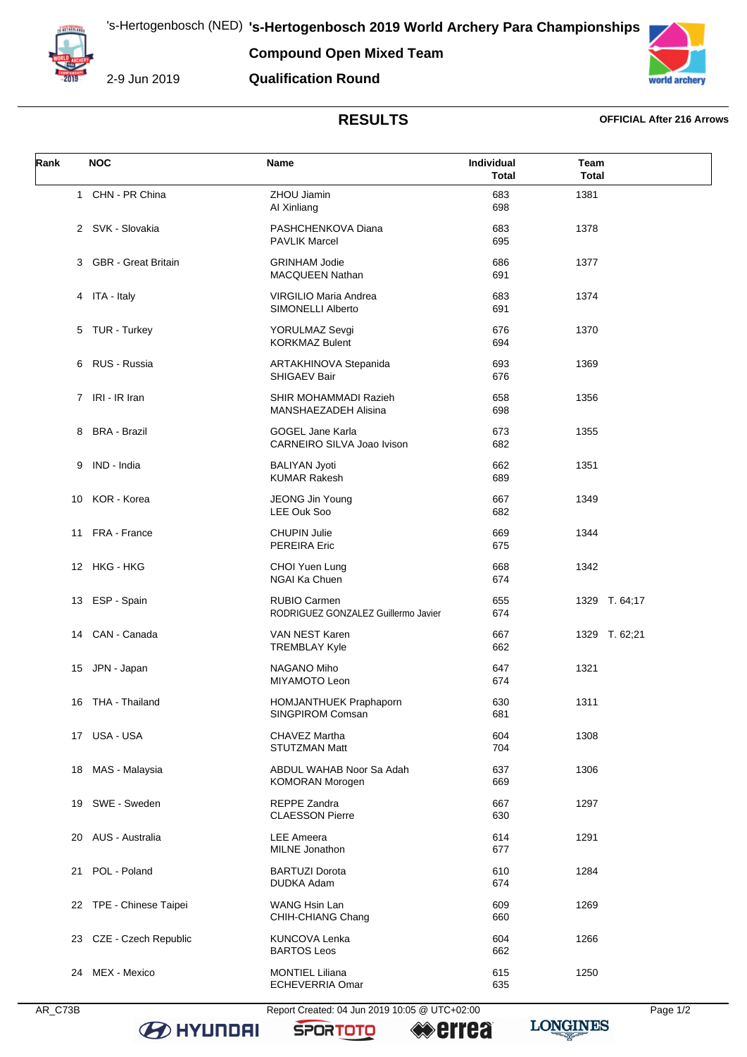# 's-Hertogenbosch 2019 World Archery Para Championships

's-Hertogenbosch (NED)

2-9 Jun 2019

**Compound Open Mixed Team**

**Qualification Round**

## RESULTS

**OFFICIAL After 216 Arrows**

| Rank | NOC | Name | Individual Total | Team Total |
|---|---|---|---|---|
| 1 | CHN - PR China | ZHOU Jiamin<br>AI Xinliang | 683<br>698 | 1381 |
| 2 | SVK - Slovakia | PASHCHENKOVA Diana<br>PAVLIK Marcel | 683<br>695 | 1378 |
| 3 | GBR - Great Britain | GRINHAM Jodie<br>MACQUEEN Nathan | 686<br>691 | 1377 |
| 4 | ITA - Italy | VIRGILIO Maria Andrea<br>SIMONELLI Alberto | 683<br>691 | 1374 |
| 5 | TUR - Turkey | YORULMAZ Sevgi<br>KORKMAZ Bulent | 676<br>694 | 1370 |
| 6 | RUS - Russia | ARTAKHINOVA Stepanida<br>SHIGAEV Bair | 693<br>676 | 1369 |
| 7 | IRI - IR Iran | SHIR MOHAMMADI Razieh<br>MANSHAEZADEH Alisina | 658<br>698 | 1356 |
| 8 | BRA - Brazil | GOGEL Jane Karla<br>CARNEIRO SILVA Joao Ivison | 673<br>682 | 1355 |
| 9 | IND - India | BALIYAN Jyoti<br>KUMAR Rakesh | 662<br>689 | 1351 |
| 10 | KOR - Korea | JEONG Jin Young<br>LEE Ouk Soo | 667<br>682 | 1349 |
| 11 | FRA - France | CHUPIN Julie<br>PEREIRA Eric | 669<br>675 | 1344 |
| 12 | HKG - HKG | CHOI Yuen Lung<br>NGAI Ka Chuen | 668<br>674 | 1342 |
| 13 | ESP - Spain | RUBIO Carmen<br>RODRIGUEZ GONZALEZ Guillermo Javier | 655<br>674 | 1329 T. 64;17 |
| 14 | CAN - Canada | VAN NEST Karen<br>TREMBLAY Kyle | 667<br>662 | 1329 T. 62;21 |
| 15 | JPN - Japan | NAGANO Miho<br>MIYAMOTO Leon | 647<br>674 | 1321 |
| 16 | THA - Thailand | HOMJANTHUEK Praphaporn<br>SINGPIROM Comsan | 630<br>681 | 1311 |
| 17 | USA - USA | CHAVEZ Martha<br>STUTZMAN Matt | 604<br>704 | 1308 |
| 18 | MAS - Malaysia | ABDUL WAHAB Noor Sa Adah<br>KOMORAN Morogen | 637<br>669 | 1306 |
| 19 | SWE - Sweden | REPPE Zandra<br>CLAESSON Pierre | 667<br>630 | 1297 |
| 20 | AUS - Australia | LEE Ameera<br>MILNE Jonathon | 614<br>677 | 1291 |
| 21 | POL - Poland | BARTUZI Dorota<br>DUDKA Adam | 610<br>674 | 1284 |
| 22 | TPE - Chinese Taipei | WANG Hsin Lan<br>CHIH-CHIANG Chang | 609<br>660 | 1269 |
| 23 | CZE - Czech Republic | KUNCOVA Lenka<br>BARTOS Leos | 604<br>662 | 1266 |
| 24 | MEX - Mexico | MONTIEL Liliana<br>ECHEVERRIA Omar | 615<br>635 | 1250 |

AR_C73B Report Created: 04 Jun 2019 10:05 @ UTC+02:00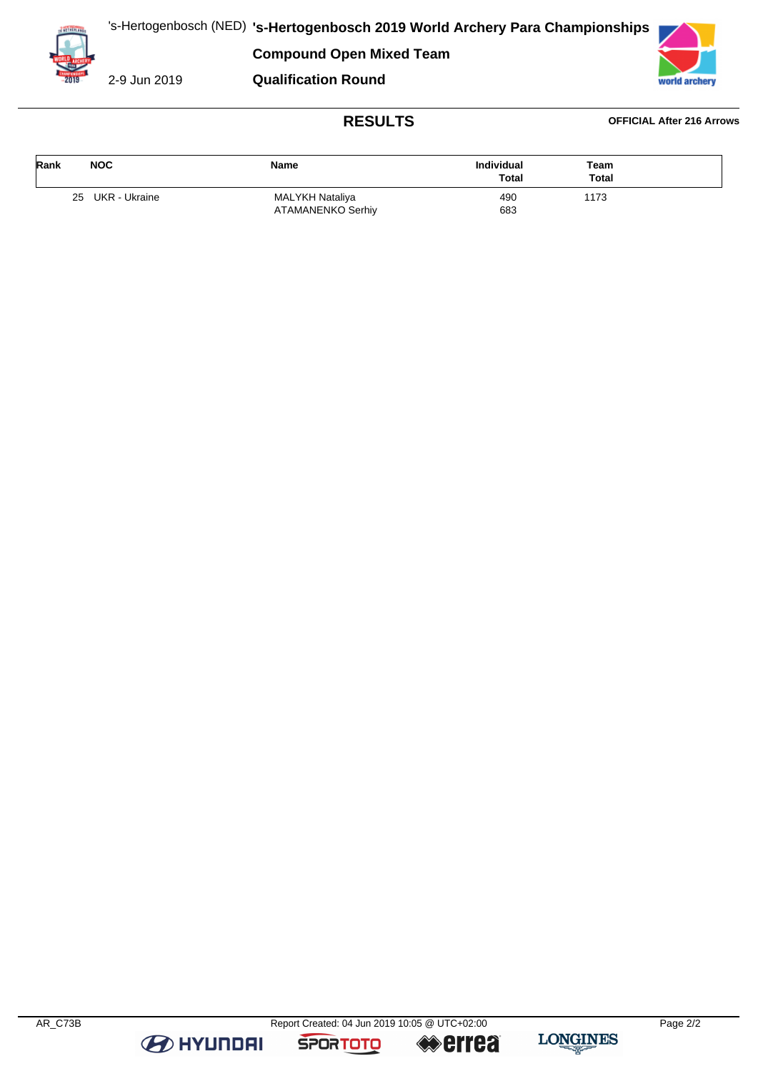## RESULTS

**OFFICIAL After 216 Arrows**

| Rank | NOC | Name | Individual Total | Team Total |
|---|---|---|---|---|
| 25 | UKR - Ukraine | MALYKH Nataliya | 490 | 1173 |
| | | ATAMANENKO Serhiy | 683 | |

AR_C73B Report Created: 04 Jun 2019 10:05 @ UTC+02:00